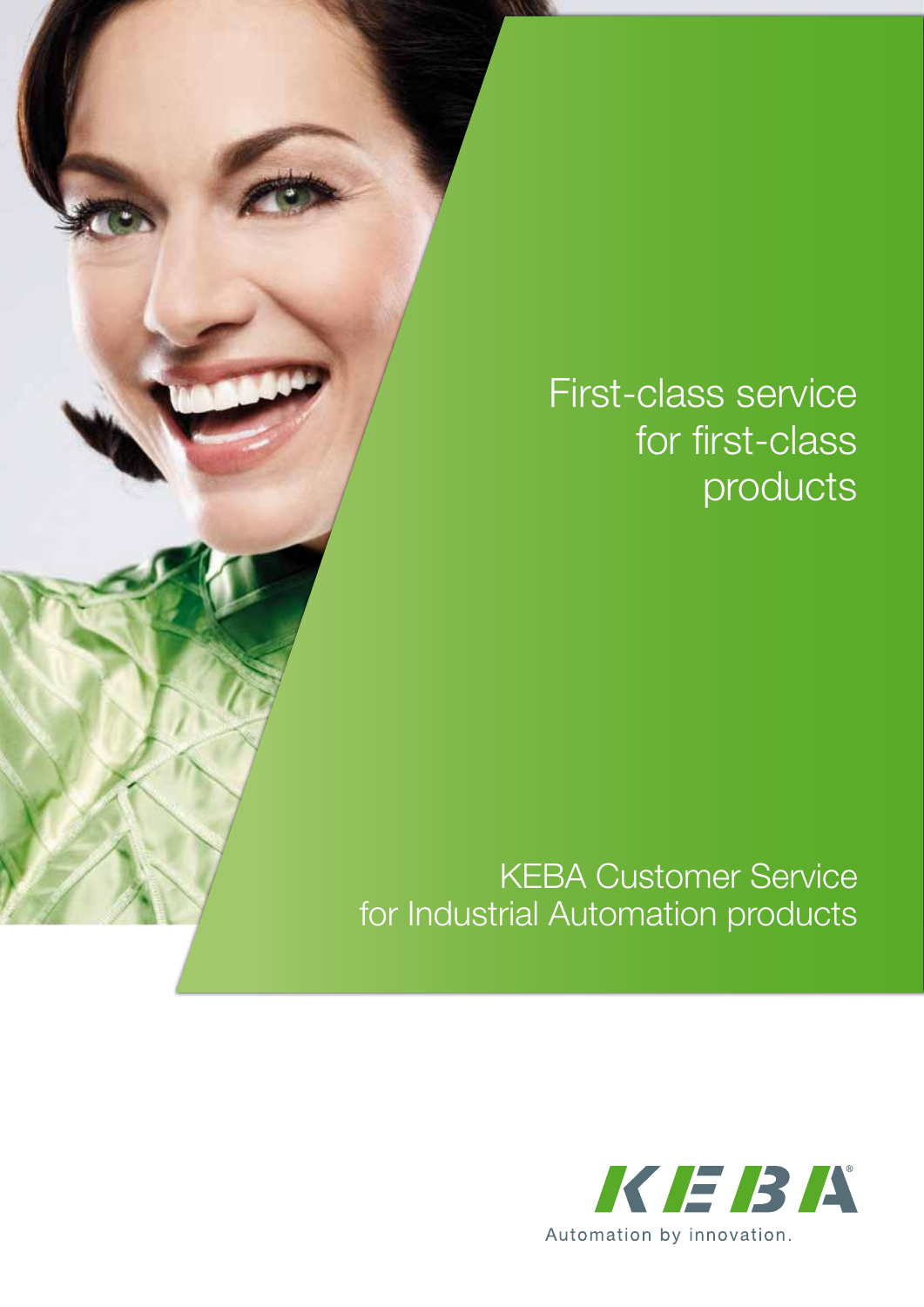# First-class service for first-class products

## KEBA Customer Service for Industrial Automation products

KEBA

Automation by innovation.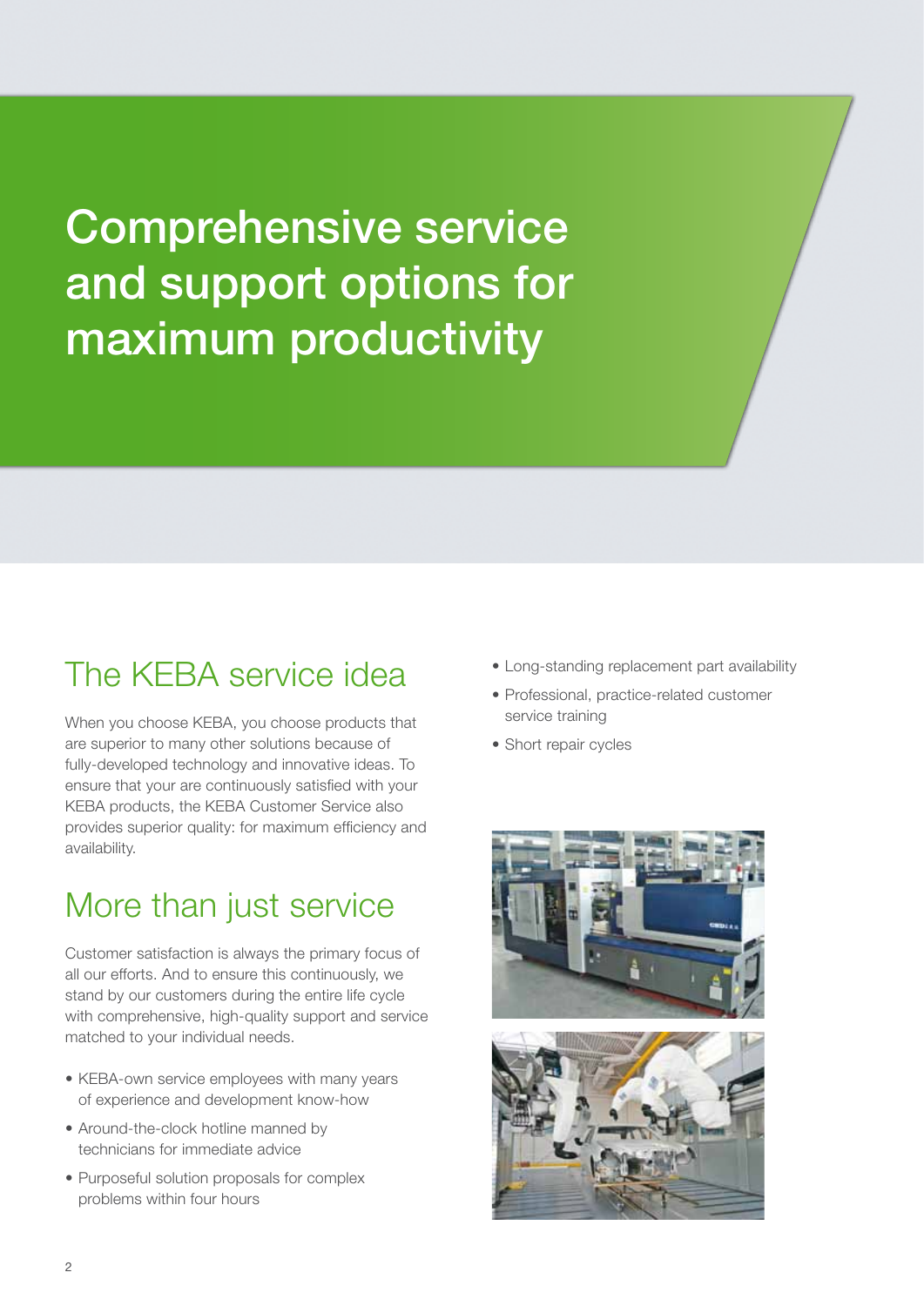# Comprehensive service and support options for maximum productivity

## The KEBA service idea

When you choose KEBA, you choose products that are superior to many other solutions because of fully-developed technology and innovative ideas. To ensure that your are continuously satisfied with your KEBA products, the KEBA Customer Service also provides superior quality: for maximum efficiency and availability.

## More than just service

Customer satisfaction is always the primary focus of all our efforts. And to ensure this continuously, we stand by our customers during the entire life cycle with comprehensive, high-quality support and service matched to your individual needs.

- KEBA-own service employees with many years of experience and development know-how
- Around-the-clock hotline manned by technicians for immediate advice
- Purposeful solution proposals for complex problems within four hours
- Long-standing replacement part availability
- Professional, practice-related customer service training
- Short repair cycles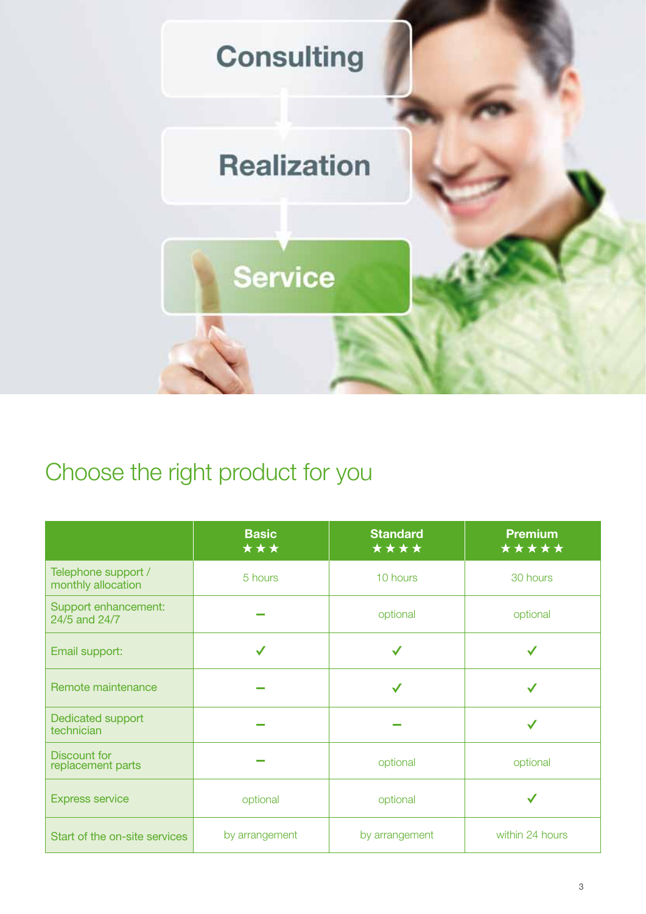Consulting

Realization

Service

## Choose the right product for you

| | Basic ★★★ | Standard ★★★★ | Premium ★★★★★ |
|---|---|---|---|
| Telephone support / monthly allocation | 5 hours | 10 hours | 30 hours |
| Support enhancement: 24/5 and 24/7 | – | optional | optional |
| Email support: | ✓ | ✓ | ✓ |
| Remote maintenance | – | ✓ | ✓ |
| Dedicated support technician | – | – | ✓ |
| Discount for replacement parts | – | optional | optional |
| Express service | optional | optional | ✓ |
| Start of the on-site services | by arrangement | by arrangement | within 24 hours |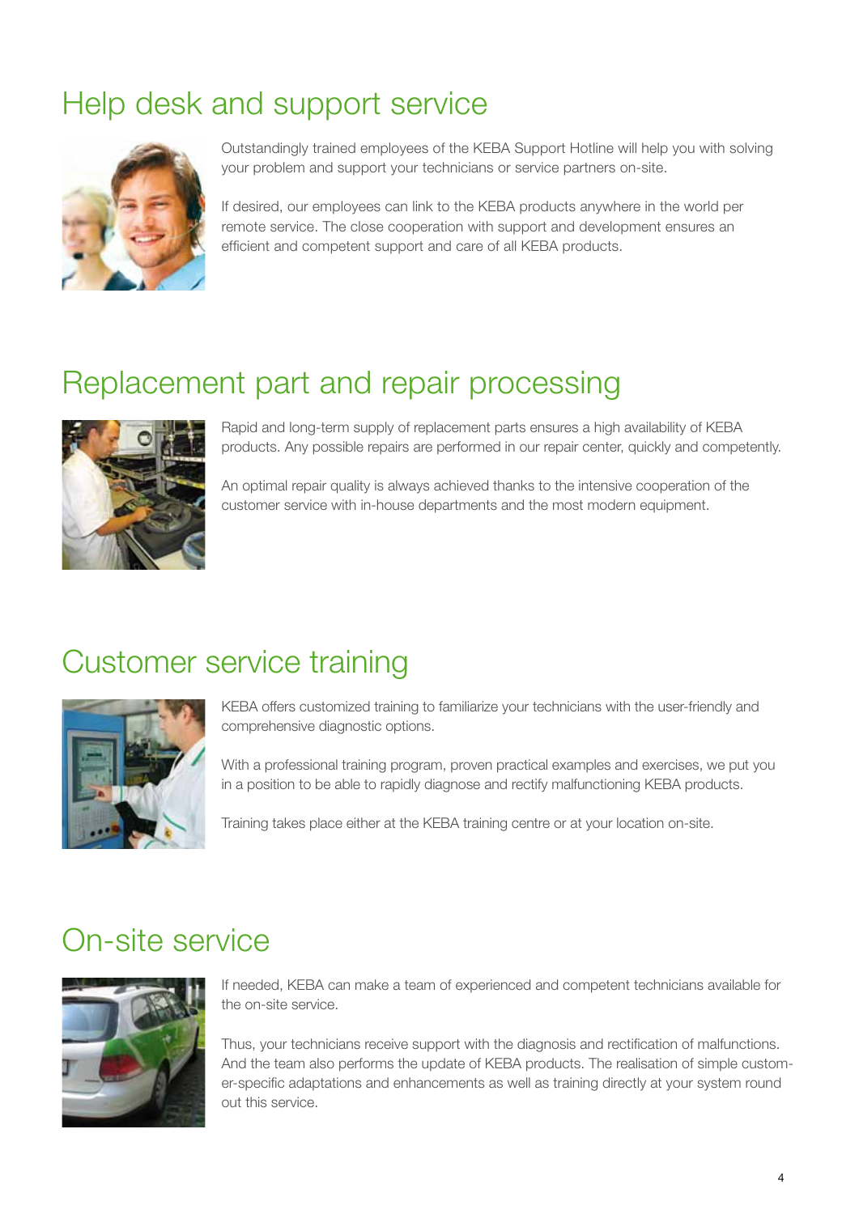## Help desk and support service

Outstandingly trained employees of the KEBA Support Hotline will help you with solving your problem and support your technicians or service partners on-site.

If desired, our employees can link to the KEBA products anywhere in the world per remote service. The close cooperation with support and development ensures an efficient and competent support and care of all KEBA products.

## Replacement part and repair processing

Rapid and long-term supply of replacement parts ensures a high availability of KEBA products. Any possible repairs are performed in our repair center, quickly and competently.

An optimal repair quality is always achieved thanks to the intensive cooperation of the customer service with in-house departments and the most modern equipment.

## Customer service training

KEBA offers customized training to familiarize your technicians with the user-friendly and comprehensive diagnostic options.

With a professional training program, proven practical examples and exercises, we put you in a position to be able to rapidly diagnose and rectify malfunctioning KEBA products.

Training takes place either at the KEBA training centre or at your location on-site.

## On-site service

If needed, KEBA can make a team of experienced and competent technicians available for the on-site service.

Thus, your technicians receive support with the diagnosis and rectification of malfunctions. And the team also performs the update of KEBA products. The realisation of simple customer-specific adaptations and enhancements as well as training directly at your system round out this service.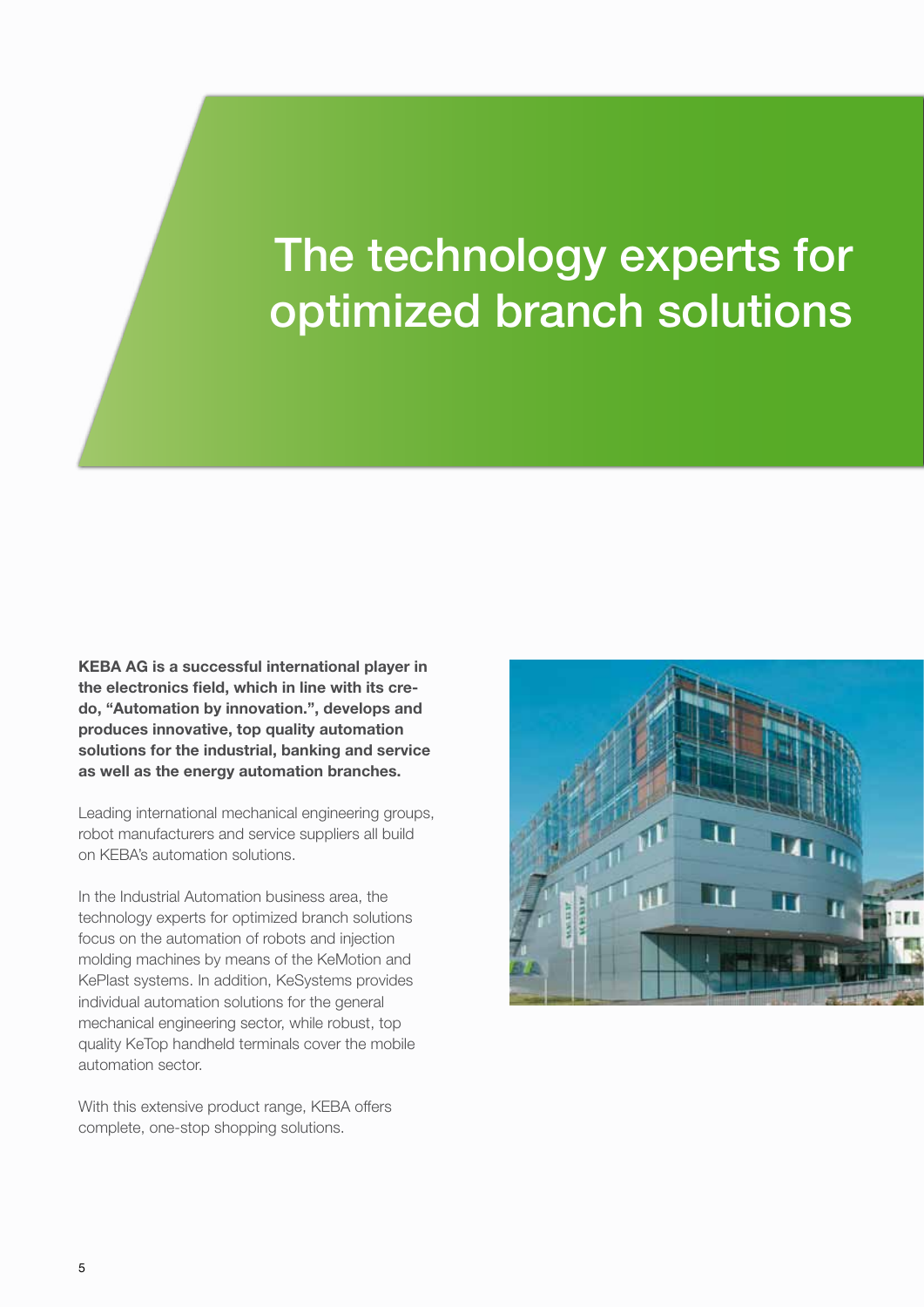# The technology experts for optimized branch solutions

**KEBA AG is a successful international player in the electronics field, which in line with its credo, "Automation by innovation.", develops and produces innovative, top quality automation solutions for the industrial, banking and service as well as the energy automation branches.**

Leading international mechanical engineering groups, robot manufacturers and service suppliers all build on KEBA's automation solutions.

In the Industrial Automation business area, the technology experts for optimized branch solutions focus on the automation of robots and injection molding machines by means of the KeMotion and KePlast systems. In addition, KeSystems provides individual automation solutions for the general mechanical engineering sector, while robust, top quality KeTop handheld terminals cover the mobile automation sector.

With this extensive product range, KEBA offers complete, one-stop shopping solutions.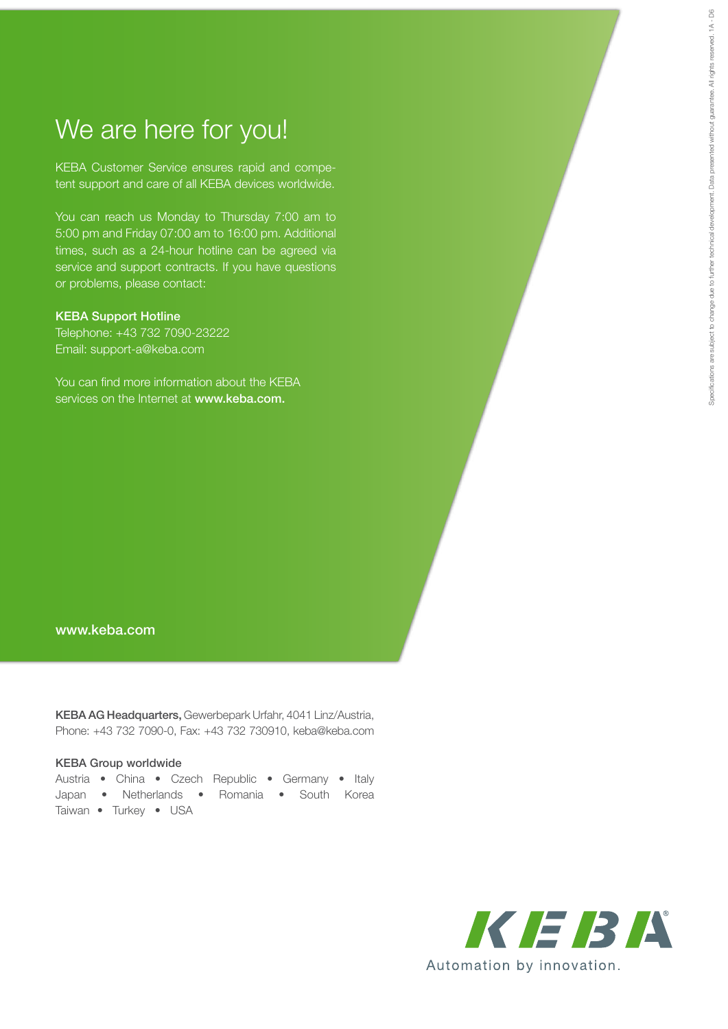# We are here for you!

KEBA Customer Service ensures rapid and competent support and care of all KEBA devices worldwide.

You can reach us Monday to Thursday 7:00 am to 5:00 pm and Friday 07:00 am to 16:00 pm. Additional times, such as a 24-hour hotline can be agreed via service and support contracts. If you have questions or problems, please contact:

**KEBA Support Hotline**
Telephone: +43 732 7090-23222
Email: support-a@keba.com

You can find more information about the KEBA services on the Internet at **www.keba.com.**

**www.keba.com**

**KEBA AG Headquarters,** Gewerbepark Urfahr, 4041 Linz/Austria, Phone: +43 732 7090-0, Fax: +43 732 730910, keba@keba.com

**KEBA Group worldwide**
Austria • China • Czech Republic • Germany • Italy Japan • Netherlands • Romania • South Korea Taiwan • Turkey • USA

KEBA®

Automation by innovation.

Specifications are subject to change due to further technical development. Data presented without guarantee. All rights reserved. 1A - D6